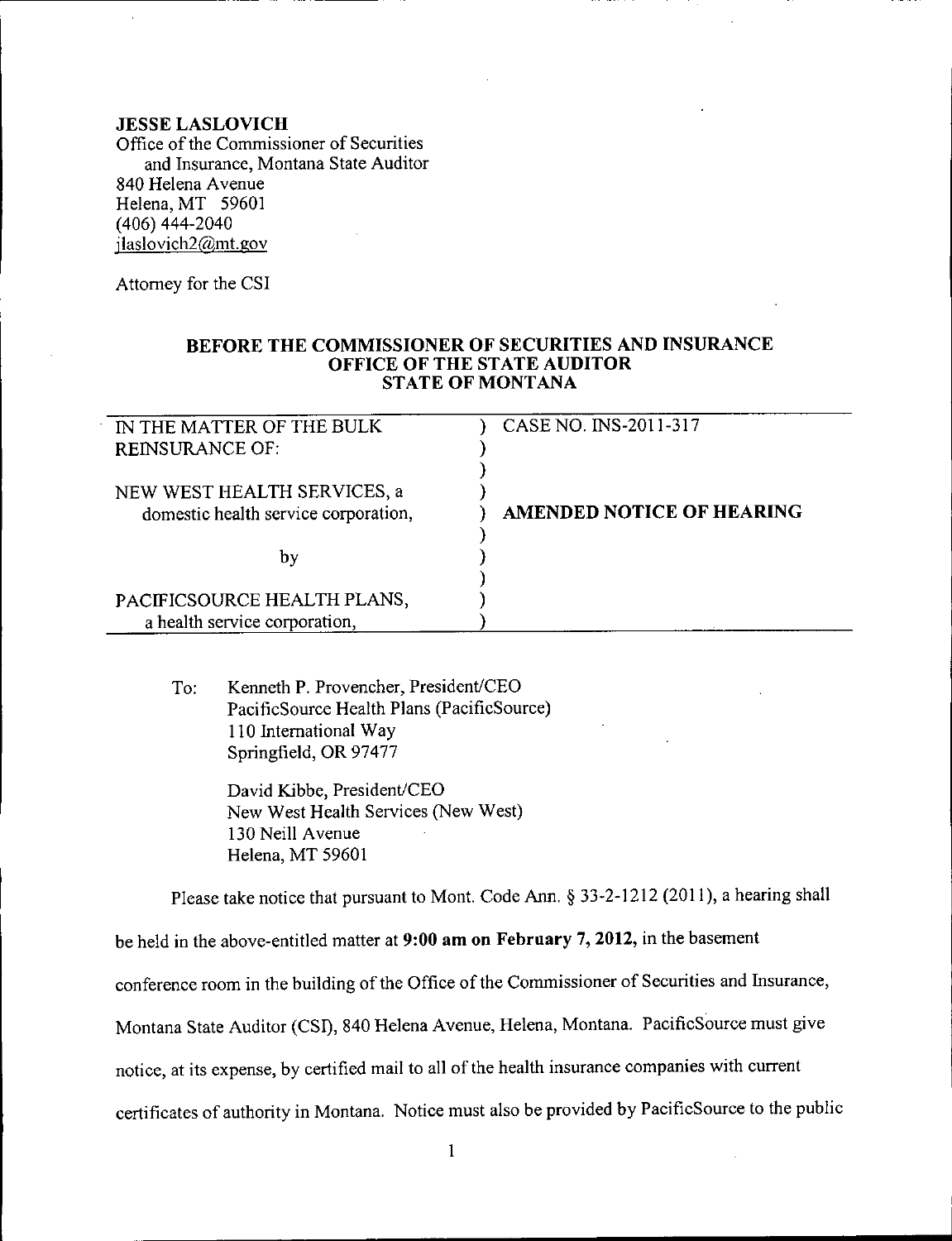**JESSE LASLOVICH**
Office of the Commissioner of Securities
and Insurance, Montana State Auditor
840 Helena Avenue
Helena, MT 59601
(406) 444-2040
jlaslovich2@mt.gov

Attorney for the CSI

**BEFORE THE COMMISSIONER OF SECURITIES AND INSURANCE**
**OFFICE OF THE STATE AUDITOR**
**STATE OF MONTANA**

| | |
|---|---|
| IN THE MATTER OF THE BULK REINSURANCE OF:<br><br>NEW WEST HEALTH SERVICES, a domestic health service corporation,<br><br>by<br><br>PACIFICSOURCE HEALTH PLANS, a health service corporation, | CASE NO. INS-2011-317<br><br>**AMENDED NOTICE OF HEARING** |

To: Kenneth P. Provencher, President/CEO
PacificSource Health Plans (PacificSource)
110 International Way
Springfield, OR 97477

David Kibbe, President/CEO
New West Health Services (New West)
130 Neill Avenue
Helena, MT 59601

Please take notice that pursuant to Mont. Code Ann. § 33-2-1212 (2011), a hearing shall be held in the above-entitled matter at **9:00 am on February 7, 2012,** in the basement conference room in the building of the Office of the Commissioner of Securities and Insurance, Montana State Auditor (CSI), 840 Helena Avenue, Helena, Montana. PacificSource must give notice, at its expense, by certified mail to all of the health insurance companies with current certificates of authority in Montana. Notice must also be provided by PacificSource to the public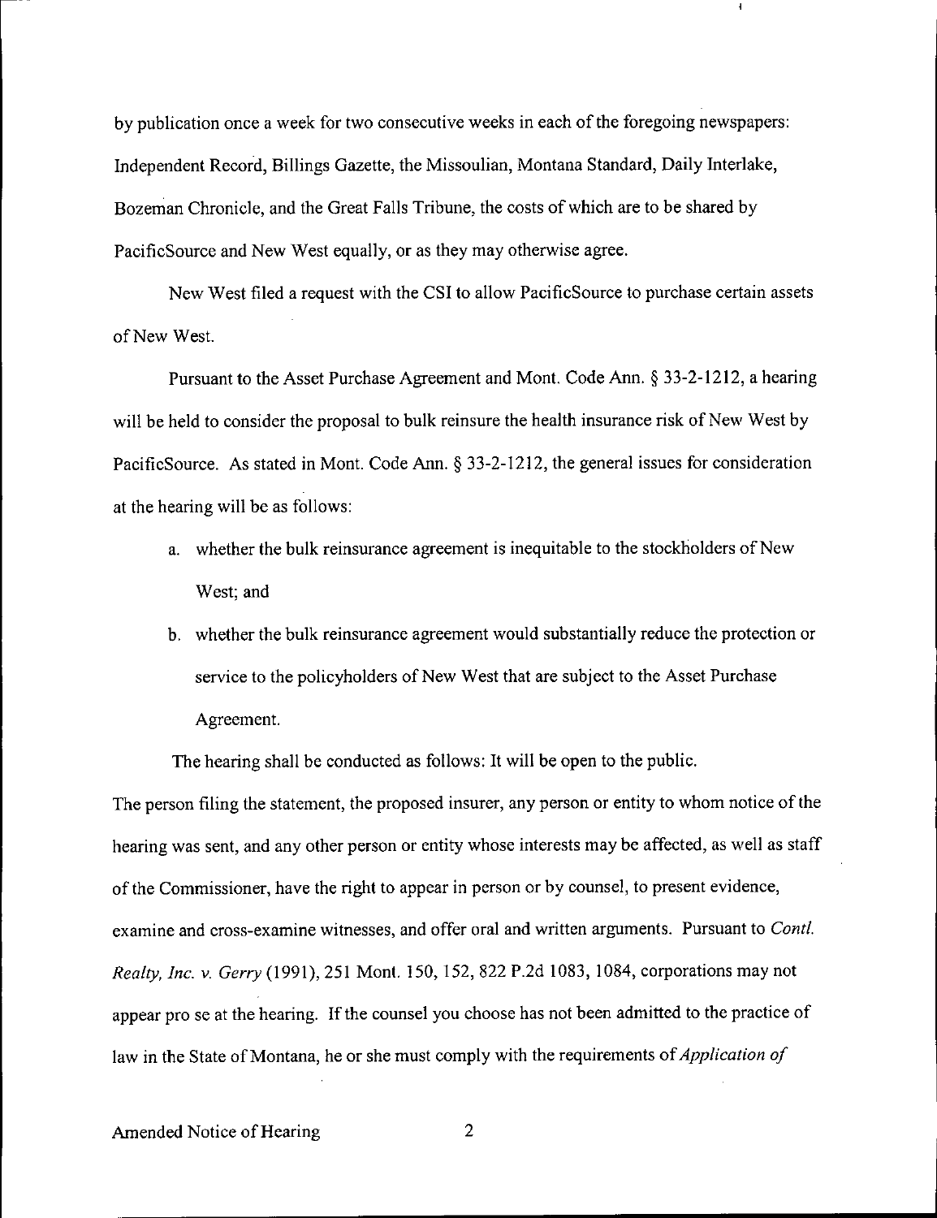by publication once a week for two consecutive weeks in each of the foregoing newspapers: Independent Record, Billings Gazette, the Missoulian, Montana Standard, Daily Interlake, Bozeman Chronicle, and the Great Falls Tribune, the costs of which are to be shared by PacificSource and New West equally, or as they may otherwise agree.

New West filed a request with the CSI to allow PacificSource to purchase certain assets of New West.

Pursuant to the Asset Purchase Agreement and Mont. Code Ann. § 33-2-1212, a hearing will be held to consider the proposal to bulk reinsure the health insurance risk of New West by PacificSource. As stated in Mont. Code Ann. § 33-2-1212, the general issues for consideration at the hearing will be as follows:

a. whether the bulk reinsurance agreement is inequitable to the stockholders of New West; and

b. whether the bulk reinsurance agreement would substantially reduce the protection or service to the policyholders of New West that are subject to the Asset Purchase Agreement.

The hearing shall be conducted as follows: It will be open to the public. The person filing the statement, the proposed insurer, any person or entity to whom notice of the hearing was sent, and any other person or entity whose interests may be affected, as well as staff of the Commissioner, have the right to appear in person or by counsel, to present evidence, examine and cross-examine witnesses, and offer oral and written arguments. Pursuant to *Contl. Realty, Inc. v. Gerry* (1991), 251 Mont. 150, 152, 822 P.2d 1083, 1084, corporations may not appear pro se at the hearing. If the counsel you choose has not been admitted to the practice of law in the State of Montana, he or she must comply with the requirements of *Application of*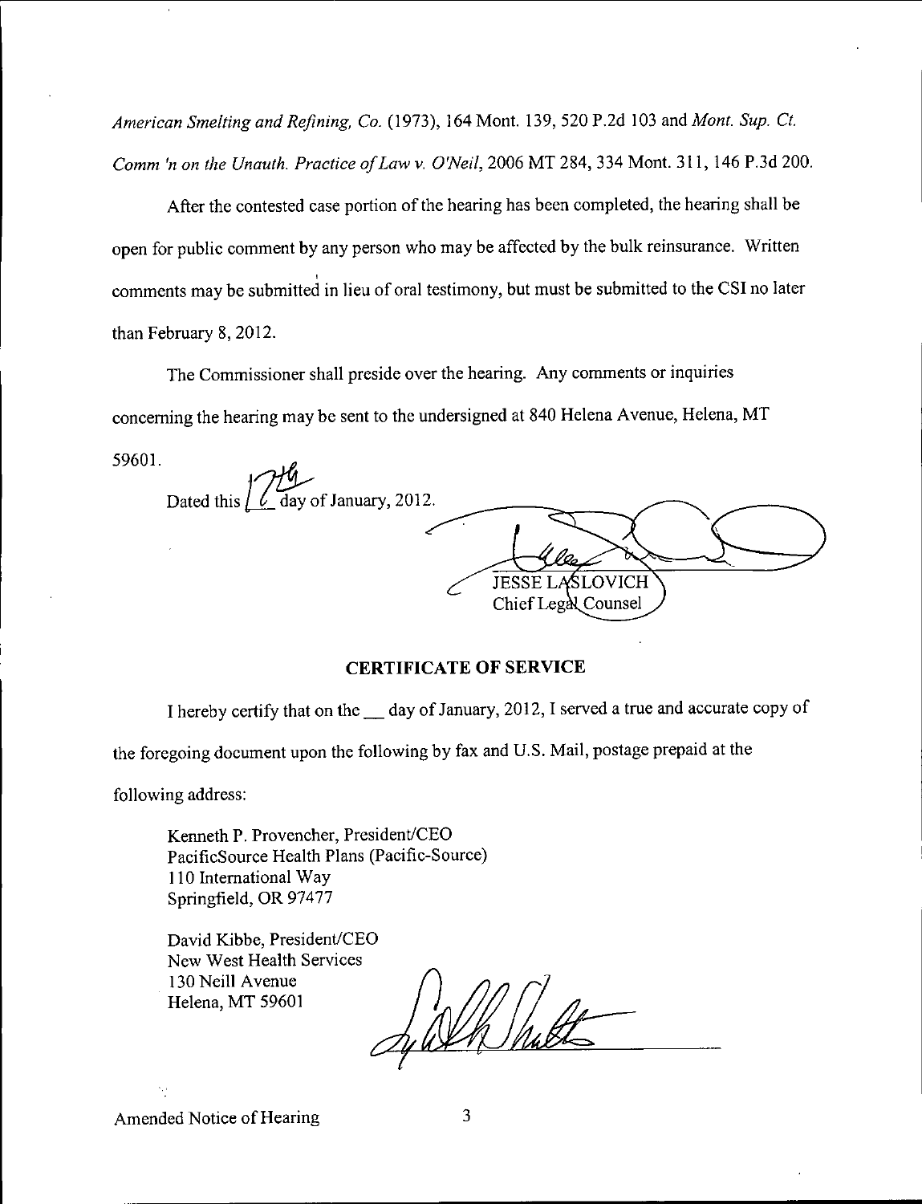*American Smelting and Refining, Co.* (1973), 164 Mont. 139, 520 P.2d 103 and *Mont. Sup. Ct. Comm 'n on the Unauth. Practice of Law v. O'Neil*, 2006 MT 284, 334 Mont. 311, 146 P.3d 200.

After the contested case portion of the hearing has been completed, the hearing shall be open for public comment by any person who may be affected by the bulk reinsurance. Written comments may be submitted in lieu of oral testimony, but must be submitted to the CSI no later than February 8, 2012.

The Commissioner shall preside over the hearing. Any comments or inquiries concerning the hearing may be sent to the undersigned at 840 Helena Avenue, Helena, MT 59601.

Dated this 17th day of January, 2012.

JESSE LASLOVICH
Chief Legal Counsel

**CERTIFICATE OF SERVICE**

I hereby certify that on the \_\_ day of January, 2012, I served a true and accurate copy of the foregoing document upon the following by fax and U.S. Mail, postage prepaid at the following address:

Kenneth P. Provencher, President/CEO
PacificSource Health Plans (Pacific-Source)
110 International Way
Springfield, OR 97477

David Kibbe, President/CEO
New West Health Services
130 Neill Avenue
Helena, MT 59601

Amended Notice of Hearing